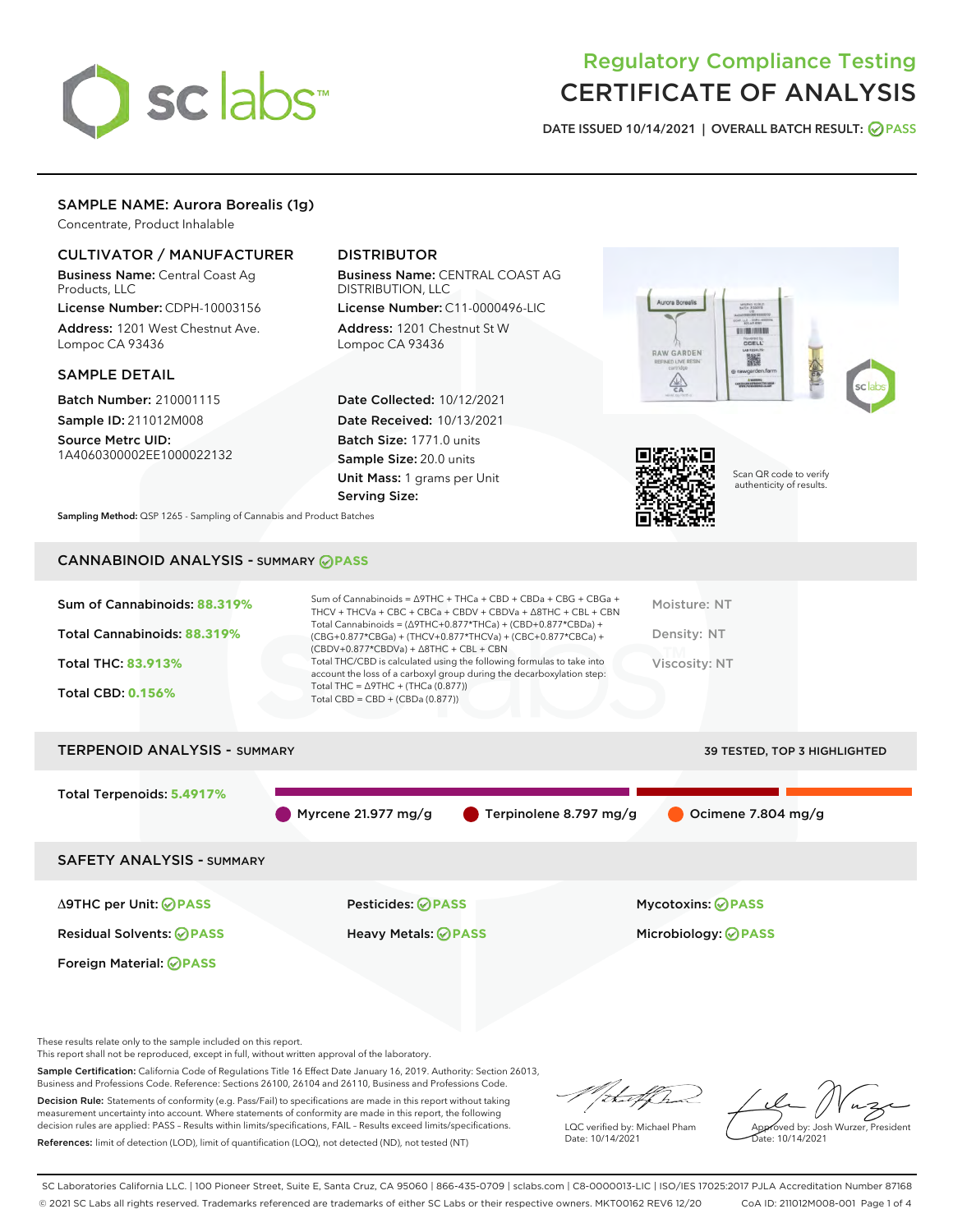# Regulatory Compliance Testing
# CERTIFICATE OF ANALYSIS

DATE ISSUED 10/14/2021 | OVERALL BATCH RESULT: PASS

## SAMPLE NAME: Aurora Borealis (1g)

Concentrate, Product Inhalable

### CULTIVATOR / MANUFACTURER

**Business Name:** Central Coast Ag Products, LLC

**License Number:** CDPH-10003156

**Address:** 1201 West Chestnut Ave. Lompoc CA 93436

### DISTRIBUTOR

**Business Name:** CENTRAL COAST AG DISTRIBUTION, LLC

**License Number:** C11-0000496-LIC

**Address:** 1201 Chestnut St W Lompoc CA 93436

### SAMPLE DETAIL

**Batch Number:** 210001115

**Sample ID:** 211012M008

**Source Metrc UID:** 1A4060300002EE1000022132

**Date Collected:** 10/12/2021

**Date Received:** 10/13/2021

**Batch Size:** 1771.0 units

**Sample Size:** 20.0 units

**Unit Mass:** 1 grams per Unit

**Serving Size:**

Scan QR code to verify authenticity of results.

**Sampling Method:** QSP 1265 - Sampling of Cannabis and Product Batches

## CANNABINOID ANALYSIS - SUMMARY PASS

Sum of Cannabinoids: **88.319%**

Total Cannabinoids: **88.319%**

Total THC: **83.913%**

Total CBD: **0.156%**

Sum of Cannabinoids = Δ9THC + THCa + CBD + CBDa + CBG + CBGa + THCV + THCVa + CBC + CBCa + CBDV + CBDVa + Δ8THC + CBL + CBN

Total Cannabinoids = (Δ9THC+0.877*THCa) + (CBD+0.877*CBDa) + (CBG+0.877*CBGa) + (THCV+0.877*THCVa) + (CBC+0.877*CBCa) + (CBDV+0.877*CBDVa) + Δ8THC + CBL + CBN

Total THC/CBD is calculated using the following formulas to take into account the loss of a carboxyl group during the decarboxylation step:

Total THC = Δ9THC + (THCa (0.877))

Total CBD = CBD + (CBDa (0.877))

Moisture: NT

Density: NT

Viscosity: NT

## TERPENOID ANALYSIS - SUMMARY

39 TESTED, TOP 3 HIGHLIGHTED

Total Terpenoids: **5.4917%**

Myrcene 21.977 mg/g | Terpinolene 8.797 mg/g | Ocimene 7.804 mg/g

## SAFETY ANALYSIS - SUMMARY

| | | |
|---|---|---|
| Δ9THC per Unit: PASS | Pesticides: PASS | Mycotoxins: PASS |
| Residual Solvents: PASS | Heavy Metals: PASS | Microbiology: PASS |
| Foreign Material: PASS | | |

These results relate only to the sample included on this report.
This report shall not be reproduced, except in full, without written approval of the laboratory.

**Sample Certification:** California Code of Regulations Title 16 Effect Date January 16, 2019. Authority: Section 26013, Business and Professions Code. Reference: Sections 26100, 26104 and 26110, Business and Professions Code.

**Decision Rule:** Statements of conformity (e.g. Pass/Fail) to specifications are made in this report without taking measurement uncertainty into account. Where statements of conformity are made in this report, the following decision rules are applied: PASS – Results within limits/specifications, FAIL – Results exceed limits/specifications.

**References:** limit of detection (LOD), limit of quantification (LOQ), not detected (ND), not tested (NT)

LQC verified by: Michael Pham
Date: 10/14/2021

Approved by: Josh Wurzer, President
Date: 10/14/2021

SC Laboratories California LLC. | 100 Pioneer Street, Suite E, Santa Cruz, CA 95060 | 866-435-0709 | sclabs.com | C8-0000013-LIC | ISO/IES 17025:2017 PJLA Accreditation Number 87168
© 2021 SC Labs all rights reserved. Trademarks referenced are trademarks of either SC Labs or their respective owners. MKT00162 REV6 12/20 CoA ID: 211012M008-001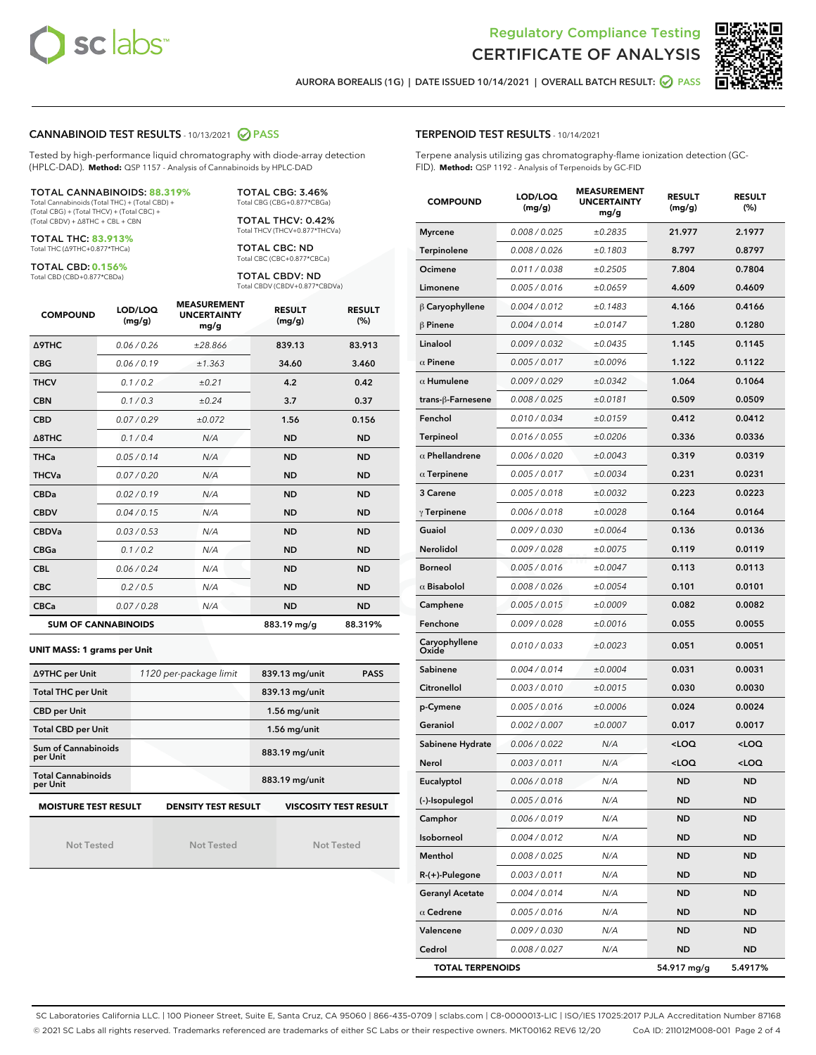Regulatory Compliance Testing

CERTIFICATE OF ANALYSIS

AURORA BOREALIS (1G) | DATE ISSUED 10/14/2021 | OVERALL BATCH RESULT: PASS

## CANNABINOID TEST RESULTS - 10/13/2021 PASS

Tested by high-performance liquid chromatography with diode-array detection (HPLC-DAD). **Method:** QSP 1157 - Analysis of Cannabinoids by HPLC-DAD

**TOTAL CANNABINOIDS: 88.319%**
Total Cannabinoids (Total THC) + (Total CBD) + (Total CBG) + (Total THCV) + (Total CBC) + (Total CBDV) + Δ8THC + CBL + CBN

**TOTAL THC: 83.913%**
Total THC (Δ9THC+0.877*THCa)

**TOTAL CBD: 0.156%**
Total CBD (CBD+0.877*CBDa)

**TOTAL CBG: 3.46%**
Total CBG (CBG+0.877*CBGa)

**TOTAL THCV: 0.42%**
Total THCV (THCV+0.877*THCVa)

**TOTAL CBC: ND**
Total CBC (CBC+0.877*CBCa)

**TOTAL CBDV: ND**
Total CBDV (CBDV+0.877*CBDVa)

| COMPOUND | LOD/LOQ (mg/g) | MEASUREMENT UNCERTAINTY mg/g | RESULT (mg/g) | RESULT (%) |
|---|---|---|---|---|
| Δ9THC | 0.06 / 0.26 | ±28.866 | 839.13 | 83.913 |
| CBG | 0.06 / 0.19 | ±1.363 | 34.60 | 3.460 |
| THCV | 0.1 / 0.2 | ±0.21 | 4.2 | 0.42 |
| CBN | 0.1 / 0.3 | ±0.24 | 3.7 | 0.37 |
| CBD | 0.07 / 0.29 | ±0.072 | 1.56 | 0.156 |
| Δ8THC | 0.1 / 0.4 | N/A | ND | ND |
| THCa | 0.05 / 0.14 | N/A | ND | ND |
| THCVa | 0.07 / 0.20 | N/A | ND | ND |
| CBDa | 0.02 / 0.19 | N/A | ND | ND |
| CBDV | 0.04 / 0.15 | N/A | ND | ND |
| CBDVa | 0.03 / 0.53 | N/A | ND | ND |
| CBGa | 0.1 / 0.2 | N/A | ND | ND |
| CBL | 0.06 / 0.24 | N/A | ND | ND |
| CBC | 0.2 / 0.5 | N/A | ND | ND |
| CBCa | 0.07 / 0.28 | N/A | ND | ND |
| **SUM OF CANNABINOIDS** | | | 883.19 mg/g | 88.319% |

**UNIT MASS: 1 grams per Unit**

| | | | |
|---|---|---|---|
| Δ9THC per Unit | 1120 per-package limit | 839.13 mg/unit | PASS |
| Total THC per Unit | | 839.13 mg/unit | |
| CBD per Unit | | 1.56 mg/unit | |
| Total CBD per Unit | | 1.56 mg/unit | |
| Sum of Cannabinoids per Unit | | 883.19 mg/unit | |
| Total Cannabinoids per Unit | | 883.19 mg/unit | |

| MOISTURE TEST RESULT | DENSITY TEST RESULT | VISCOSITY TEST RESULT |
|---|---|---|
| Not Tested | Not Tested | Not Tested |

## TERPENOID TEST RESULTS - 10/14/2021

Terpene analysis utilizing gas chromatography-flame ionization detection (GC-FID). **Method:** QSP 1192 - Analysis of Terpenoids by GC-FID

| COMPOUND | LOD/LOQ (mg/g) | MEASUREMENT UNCERTAINTY mg/g | RESULT (mg/g) | RESULT (%) |
|---|---|---|---|---|
| Myrcene | 0.008 / 0.025 | ±0.2835 | 21.977 | 2.1977 |
| Terpinolene | 0.008 / 0.026 | ±0.1803 | 8.797 | 0.8797 |
| Ocimene | 0.011 / 0.038 | ±0.2505 | 7.804 | 0.7804 |
| Limonene | 0.005 / 0.016 | ±0.0659 | 4.609 | 0.4609 |
| β Caryophyllene | 0.004 / 0.012 | ±0.1483 | 4.166 | 0.4166 |
| β Pinene | 0.004 / 0.014 | ±0.0147 | 1.280 | 0.1280 |
| Linalool | 0.009 / 0.032 | ±0.0435 | 1.145 | 0.1145 |
| α Pinene | 0.005 / 0.017 | ±0.0096 | 1.122 | 0.1122 |
| α Humulene | 0.009 / 0.029 | ±0.0342 | 1.064 | 0.1064 |
| trans-β-Farnesene | 0.008 / 0.025 | ±0.0181 | 0.509 | 0.0509 |
| Fenchol | 0.010 / 0.034 | ±0.0159 | 0.412 | 0.0412 |
| Terpineol | 0.016 / 0.055 | ±0.0206 | 0.336 | 0.0336 |
| α Phellandrene | 0.006 / 0.020 | ±0.0043 | 0.319 | 0.0319 |
| α Terpinene | 0.005 / 0.017 | ±0.0034 | 0.231 | 0.0231 |
| 3 Carene | 0.005 / 0.018 | ±0.0032 | 0.223 | 0.0223 |
| γ Terpinene | 0.006 / 0.018 | ±0.0028 | 0.164 | 0.0164 |
| Guaiol | 0.009 / 0.030 | ±0.0064 | 0.136 | 0.0136 |
| Nerolidol | 0.009 / 0.028 | ±0.0075 | 0.119 | 0.0119 |
| Borneol | 0.005 / 0.016 | ±0.0047 | 0.113 | 0.0113 |
| α Bisabolol | 0.008 / 0.026 | ±0.0054 | 0.101 | 0.0101 |
| Camphene | 0.005 / 0.015 | ±0.0009 | 0.082 | 0.0082 |
| Fenchone | 0.009 / 0.028 | ±0.0016 | 0.055 | 0.0055 |
| Caryophyllene Oxide | 0.010 / 0.033 | ±0.0023 | 0.051 | 0.0051 |
| Sabinene | 0.004 / 0.014 | ±0.0004 | 0.031 | 0.0031 |
| Citronellol | 0.003 / 0.010 | ±0.0015 | 0.030 | 0.0030 |
| p-Cymene | 0.005 / 0.016 | ±0.0006 | 0.024 | 0.0024 |
| Geraniol | 0.002 / 0.007 | ±0.0007 | 0.017 | 0.0017 |
| Sabinene Hydrate | 0.006 / 0.022 | N/A | <LOQ | <LOQ |
| Nerol | 0.003 / 0.011 | N/A | <LOQ | <LOQ |
| Eucalyptol | 0.006 / 0.018 | N/A | ND | ND |
| (-)-Isopulegol | 0.005 / 0.016 | N/A | ND | ND |
| Camphor | 0.006 / 0.019 | N/A | ND | ND |
| Isoborneol | 0.004 / 0.012 | N/A | ND | ND |
| Menthol | 0.008 / 0.025 | N/A | ND | ND |
| R-(+)-Pulegone | 0.003 / 0.011 | N/A | ND | ND |
| Geranyl Acetate | 0.004 / 0.014 | N/A | ND | ND |
| α Cedrene | 0.005 / 0.016 | N/A | ND | ND |
| Valencene | 0.009 / 0.030 | N/A | ND | ND |
| Cedrol | 0.008 / 0.027 | N/A | ND | ND |
| **TOTAL TERPENOIDS** | | | 54.917 mg/g | 5.4917% |

SC Laboratories California LLC. | 100 Pioneer Street, Suite E, Santa Cruz, CA 95060 | 866-435-0709 | sclabs.com | C8-0000013-LIC | ISO/IES 17025:2017 PJLA Accreditation Number 87168
© 2021 SC Labs all rights reserved. Trademarks referenced are trademarks of either SC Labs or their respective owners. MKT00162 REV6 12/20 CoA ID: 211012M008-001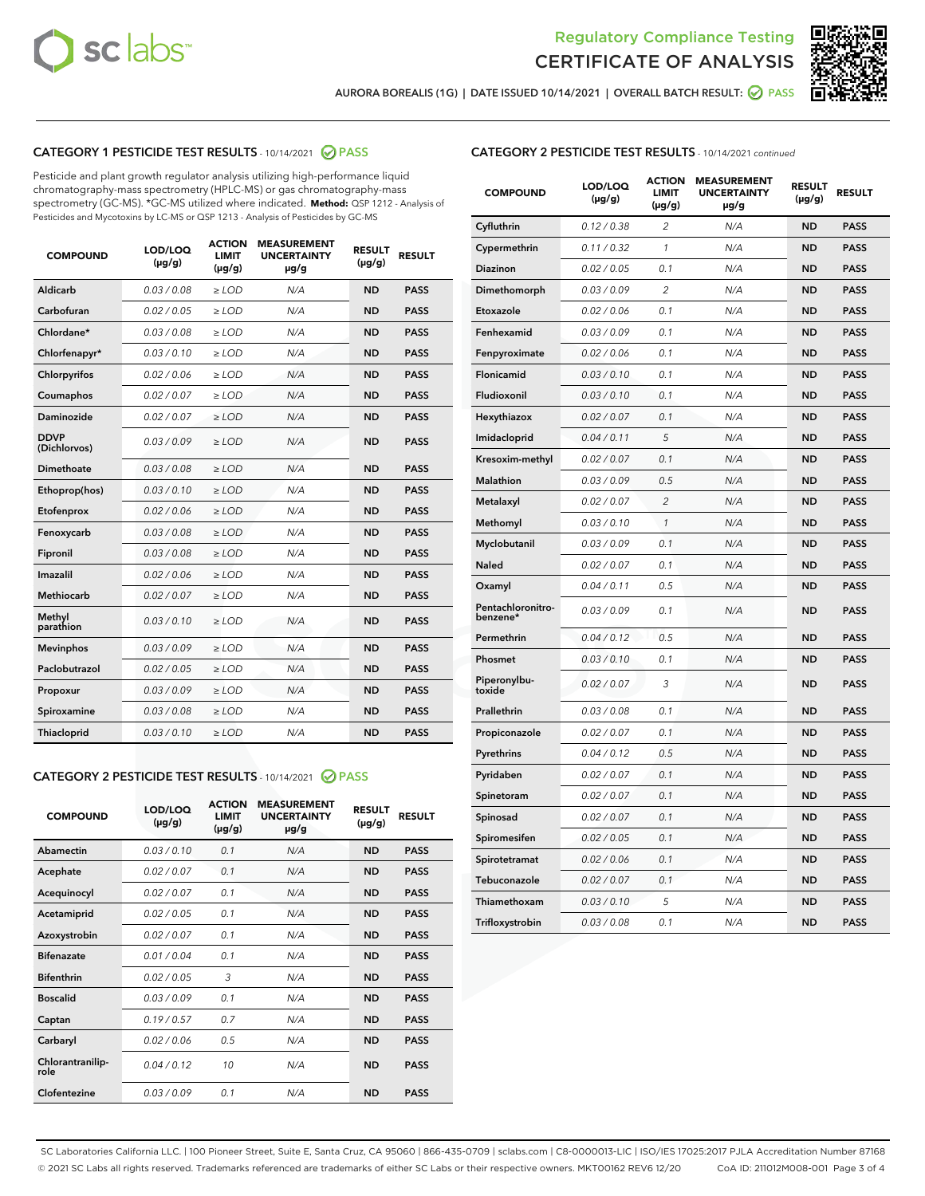Regulatory Compliance Testing
CERTIFICATE OF ANALYSIS

AURORA BOREALIS (1G) | DATE ISSUED 10/14/2021 | OVERALL BATCH RESULT: PASS

## CATEGORY 1 PESTICIDE TEST RESULTS - 10/14/2021 PASS

Pesticide and plant growth regulator analysis utilizing high-performance liquid chromatography-mass spectrometry (HPLC-MS) or gas chromatography-mass spectrometry (GC-MS). *GC-MS utilized where indicated. **Method:** QSP 1212 - Analysis of Pesticides and Mycotoxins by LC-MS or QSP 1213 - Analysis of Pesticides by GC-MS

| COMPOUND | LOD/LOQ (µg/g) | ACTION LIMIT (µg/g) | MEASUREMENT UNCERTAINTY µg/g | RESULT (µg/g) | RESULT |
|---|---|---|---|---|---|
| Aldicarb | 0.03 / 0.08 | ≥ LOD | N/A | ND | PASS |
| Carbofuran | 0.02 / 0.05 | ≥ LOD | N/A | ND | PASS |
| Chlordane* | 0.03 / 0.08 | ≥ LOD | N/A | ND | PASS |
| Chlorfenapyr* | 0.03 / 0.10 | ≥ LOD | N/A | ND | PASS |
| Chlorpyrifos | 0.02 / 0.06 | ≥ LOD | N/A | ND | PASS |
| Coumaphos | 0.02 / 0.07 | ≥ LOD | N/A | ND | PASS |
| Daminozide | 0.02 / 0.07 | ≥ LOD | N/A | ND | PASS |
| DDVP (Dichlorvos) | 0.03 / 0.09 | ≥ LOD | N/A | ND | PASS |
| Dimethoate | 0.03 / 0.08 | ≥ LOD | N/A | ND | PASS |
| Ethoprop(hos) | 0.03 / 0.10 | ≥ LOD | N/A | ND | PASS |
| Etofenprox | 0.02 / 0.06 | ≥ LOD | N/A | ND | PASS |
| Fenoxycarb | 0.03 / 0.08 | ≥ LOD | N/A | ND | PASS |
| Fipronil | 0.03 / 0.08 | ≥ LOD | N/A | ND | PASS |
| Imazalil | 0.02 / 0.06 | ≥ LOD | N/A | ND | PASS |
| Methiocarb | 0.02 / 0.07 | ≥ LOD | N/A | ND | PASS |
| Methyl parathion | 0.03 / 0.10 | ≥ LOD | N/A | ND | PASS |
| Mevinphos | 0.03 / 0.09 | ≥ LOD | N/A | ND | PASS |
| Paclobutrazol | 0.02 / 0.05 | ≥ LOD | N/A | ND | PASS |
| Propoxur | 0.03 / 0.09 | ≥ LOD | N/A | ND | PASS |
| Spiroxamine | 0.03 / 0.08 | ≥ LOD | N/A | ND | PASS |
| Thiacloprid | 0.03 / 0.10 | ≥ LOD | N/A | ND | PASS |

## CATEGORY 2 PESTICIDE TEST RESULTS - 10/14/2021 PASS

| COMPOUND | LOD/LOQ (µg/g) | ACTION LIMIT (µg/g) | MEASUREMENT UNCERTAINTY µg/g | RESULT (µg/g) | RESULT |
|---|---|---|---|---|---|
| Abamectin | 0.03 / 0.10 | 0.1 | N/A | ND | PASS |
| Acephate | 0.02 / 0.07 | 0.1 | N/A | ND | PASS |
| Acequinocyl | 0.02 / 0.07 | 0.1 | N/A | ND | PASS |
| Acetamiprid | 0.02 / 0.05 | 0.1 | N/A | ND | PASS |
| Azoxystrobin | 0.02 / 0.07 | 0.1 | N/A | ND | PASS |
| Bifenazate | 0.01 / 0.04 | 0.1 | N/A | ND | PASS |
| Bifenthrin | 0.02 / 0.05 | 3 | N/A | ND | PASS |
| Boscalid | 0.03 / 0.09 | 0.1 | N/A | ND | PASS |
| Captan | 0.19 / 0.57 | 0.7 | N/A | ND | PASS |
| Carbaryl | 0.02 / 0.06 | 0.5 | N/A | ND | PASS |
| Chlorantraniliprole | 0.04 / 0.12 | 10 | N/A | ND | PASS |
| Clofentezine | 0.03 / 0.09 | 0.1 | N/A | ND | PASS |
| Cyfluthrin | 0.12 / 0.38 | 2 | N/A | ND | PASS |
| Cypermethrin | 0.11 / 0.32 | 1 | N/A | ND | PASS |
| Diazinon | 0.02 / 0.05 | 0.1 | N/A | ND | PASS |
| Dimethomorph | 0.03 / 0.09 | 2 | N/A | ND | PASS |
| Etoxazole | 0.02 / 0.06 | 0.1 | N/A | ND | PASS |
| Fenhexamid | 0.03 / 0.09 | 0.1 | N/A | ND | PASS |
| Fenpyroximate | 0.02 / 0.06 | 0.1 | N/A | ND | PASS |
| Flonicamid | 0.03 / 0.10 | 0.1 | N/A | ND | PASS |
| Fludioxonil | 0.03 / 0.10 | 0.1 | N/A | ND | PASS |
| Hexythiazox | 0.02 / 0.07 | 0.1 | N/A | ND | PASS |
| Imidacloprid | 0.04 / 0.11 | 5 | N/A | ND | PASS |
| Kresoxim-methyl | 0.02 / 0.07 | 0.1 | N/A | ND | PASS |
| Malathion | 0.03 / 0.09 | 0.5 | N/A | ND | PASS |
| Metalaxyl | 0.02 / 0.07 | 2 | N/A | ND | PASS |
| Methomyl | 0.03 / 0.10 | 1 | N/A | ND | PASS |
| Myclobutanil | 0.03 / 0.09 | 0.1 | N/A | ND | PASS |
| Naled | 0.02 / 0.07 | 0.1 | N/A | ND | PASS |
| Oxamyl | 0.04 / 0.11 | 0.5 | N/A | ND | PASS |
| Pentachloronitrobenzene* | 0.03 / 0.09 | 0.1 | N/A | ND | PASS |
| Permethrin | 0.04 / 0.12 | 0.5 | N/A | ND | PASS |
| Phosmet | 0.03 / 0.10 | 0.1 | N/A | ND | PASS |
| Piperonylbutoxide | 0.02 / 0.07 | 3 | N/A | ND | PASS |
| Prallethrin | 0.03 / 0.08 | 0.1 | N/A | ND | PASS |
| Propiconazole | 0.02 / 0.07 | 0.1 | N/A | ND | PASS |
| Pyrethrins | 0.04 / 0.12 | 0.5 | N/A | ND | PASS |
| Pyridaben | 0.02 / 0.07 | 0.1 | N/A | ND | PASS |
| Spinetoram | 0.02 / 0.07 | 0.1 | N/A | ND | PASS |
| Spinosad | 0.02 / 0.07 | 0.1 | N/A | ND | PASS |
| Spiromesifen | 0.02 / 0.05 | 0.1 | N/A | ND | PASS |
| Spirotetramat | 0.02 / 0.06 | 0.1 | N/A | ND | PASS |
| Tebuconazole | 0.02 / 0.07 | 0.1 | N/A | ND | PASS |
| Thiamethoxam | 0.03 / 0.10 | 5 | N/A | ND | PASS |
| Trifloxystrobin | 0.03 / 0.08 | 0.1 | N/A | ND | PASS |

SC Laboratories California LLC. | 100 Pioneer Street, Suite E, Santa Cruz, CA 95060 | 866-435-0709 | sclabs.com | C8-0000013-LIC | ISO/IES 17025:2017 PJLA Accreditation Number 87168
© 2021 SC Labs all rights reserved. Trademarks referenced are trademarks of either SC Labs or their respective owners. MKT00162 REV6 12/20 CoA ID: 211012M008-001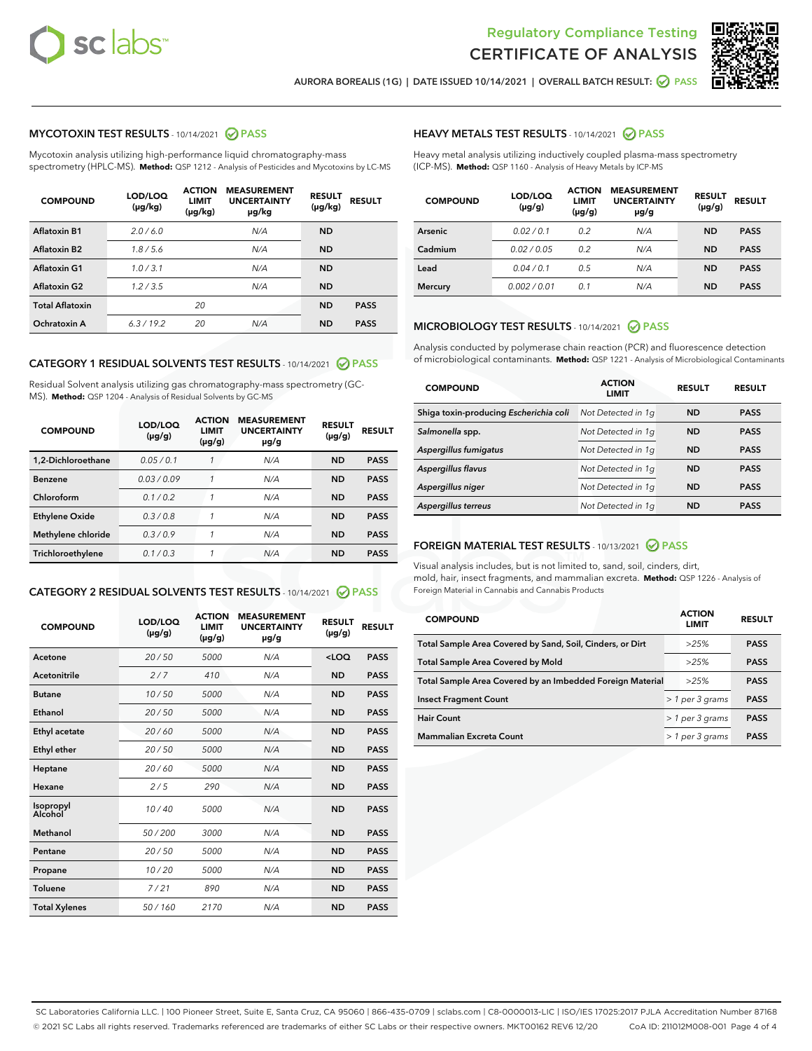Regulatory Compliance Testing
# CERTIFICATE OF ANALYSIS

AURORA BOREALIS (1G) | DATE ISSUED 10/14/2021 | OVERALL BATCH RESULT: PASS

## MYCOTOXIN TEST RESULTS - 10/14/2021 PASS

Mycotoxin analysis utilizing high-performance liquid chromatography-mass spectrometry (HPLC-MS). **Method:** QSP 1212 - Analysis of Pesticides and Mycotoxins by LC-MS

| COMPOUND | LOD/LOQ (µg/kg) | ACTION LIMIT (µg/kg) | MEASUREMENT UNCERTAINTY µg/kg | RESULT (µg/kg) | RESULT |
|---|---|---|---|---|---|
| Aflatoxin B1 | 2.0 / 6.0 | | N/A | ND | |
| Aflatoxin B2 | 1.8 / 5.6 | | N/A | ND | |
| Aflatoxin G1 | 1.0 / 3.1 | | N/A | ND | |
| Aflatoxin G2 | 1.2 / 3.5 | | N/A | ND | |
| Total Aflatoxin | | 20 | | ND | PASS |
| Ochratoxin A | 6.3 / 19.2 | 20 | N/A | ND | PASS |

## CATEGORY 1 RESIDUAL SOLVENTS TEST RESULTS - 10/14/2021 PASS

Residual Solvent analysis utilizing gas chromatography-mass spectrometry (GC-MS). **Method:** QSP 1204 - Analysis of Residual Solvents by GC-MS

| COMPOUND | LOD/LOQ (µg/g) | ACTION LIMIT (µg/g) | MEASUREMENT UNCERTAINTY µg/g | RESULT (µg/g) | RESULT |
|---|---|---|---|---|---|
| 1,2-Dichloroethane | 0.05 / 0.1 | 1 | N/A | ND | PASS |
| Benzene | 0.03 / 0.09 | 1 | N/A | ND | PASS |
| Chloroform | 0.1 / 0.2 | 1 | N/A | ND | PASS |
| Ethylene Oxide | 0.3 / 0.8 | 1 | N/A | ND | PASS |
| Methylene chloride | 0.3 / 0.9 | 1 | N/A | ND | PASS |
| Trichloroethylene | 0.1 / 0.3 | 1 | N/A | ND | PASS |

## CATEGORY 2 RESIDUAL SOLVENTS TEST RESULTS - 10/14/2021 PASS

| COMPOUND | LOD/LOQ (µg/g) | ACTION LIMIT (µg/g) | MEASUREMENT UNCERTAINTY µg/g | RESULT (µg/g) | RESULT |
|---|---|---|---|---|---|
| Acetone | 20 / 50 | 5000 | N/A | <LOQ | PASS |
| Acetonitrile | 2 / 7 | 410 | N/A | ND | PASS |
| Butane | 10 / 50 | 5000 | N/A | ND | PASS |
| Ethanol | 20 / 50 | 5000 | N/A | ND | PASS |
| Ethyl acetate | 20 / 60 | 5000 | N/A | ND | PASS |
| Ethyl ether | 20 / 50 | 5000 | N/A | ND | PASS |
| Heptane | 20 / 60 | 5000 | N/A | ND | PASS |
| Hexane | 2 / 5 | 290 | N/A | ND | PASS |
| Isopropyl Alcohol | 10 / 40 | 5000 | N/A | ND | PASS |
| Methanol | 50 / 200 | 3000 | N/A | ND | PASS |
| Pentane | 20 / 50 | 5000 | N/A | ND | PASS |
| Propane | 10 / 20 | 5000 | N/A | ND | PASS |
| Toluene | 7 / 21 | 890 | N/A | ND | PASS |
| Total Xylenes | 50 / 160 | 2170 | N/A | ND | PASS |

## HEAVY METALS TEST RESULTS - 10/14/2021 PASS

Heavy metal analysis utilizing inductively coupled plasma-mass spectrometry (ICP-MS). **Method:** QSP 1160 - Analysis of Heavy Metals by ICP-MS

| COMPOUND | LOD/LOQ (µg/g) | ACTION LIMIT (µg/g) | MEASUREMENT UNCERTAINTY µg/g | RESULT (µg/g) | RESULT |
|---|---|---|---|---|---|
| Arsenic | 0.02 / 0.1 | 0.2 | N/A | ND | PASS |
| Cadmium | 0.02 / 0.05 | 0.2 | N/A | ND | PASS |
| Lead | 0.04 / 0.1 | 0.5 | N/A | ND | PASS |
| Mercury | 0.002 / 0.01 | 0.1 | N/A | ND | PASS |

## MICROBIOLOGY TEST RESULTS - 10/14/2021 PASS

Analysis conducted by polymerase chain reaction (PCR) and fluorescence detection of microbiological contaminants. **Method:** QSP 1221 - Analysis of Microbiological Contaminants

| COMPOUND | ACTION LIMIT | RESULT | RESULT |
|---|---|---|---|
| Shiga toxin-producing *Escherichia coli* | Not Detected in 1g | ND | PASS |
| *Salmonella* spp. | Not Detected in 1g | ND | PASS |
| *Aspergillus fumigatus* | Not Detected in 1g | ND | PASS |
| *Aspergillus flavus* | Not Detected in 1g | ND | PASS |
| *Aspergillus niger* | Not Detected in 1g | ND | PASS |
| *Aspergillus terreus* | Not Detected in 1g | ND | PASS |

## FOREIGN MATERIAL TEST RESULTS - 10/13/2021 PASS

Visual analysis includes, but is not limited to, sand, soil, cinders, dirt, mold, hair, insect fragments, and mammalian excreta. **Method:** QSP 1226 - Analysis of Foreign Material in Cannabis and Cannabis Products

| COMPOUND | ACTION LIMIT | RESULT |
|---|---|---|
| Total Sample Area Covered by Sand, Soil, Cinders, or Dirt | >25% | PASS |
| Total Sample Area Covered by Mold | >25% | PASS |
| Total Sample Area Covered by an Imbedded Foreign Material | >25% | PASS |
| Insect Fragment Count | > 1 per 3 grams | PASS |
| Hair Count | > 1 per 3 grams | PASS |
| Mammalian Excreta Count | > 1 per 3 grams | PASS |

SC Laboratories California LLC. | 100 Pioneer Street, Suite E, Santa Cruz, CA 95060 | 866-435-0709 | sclabs.com | C8-0000013-LIC | ISO/IES 17025:2017 PJLA Accreditation Number 87168
© 2021 SC Labs all rights reserved. Trademarks referenced are trademarks of either SC Labs or their respective owners. MKT00162 REV6 12/20 CoA ID: 211012M008-001